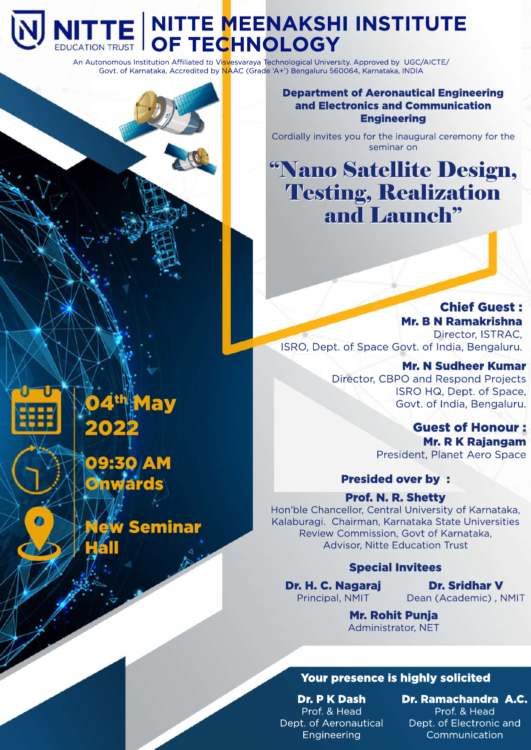# NITTE MEENAKSHI INSTITUTE OF TECHNOLOGY

NITTE EDUCATION TRUST

An Autonomous Institution Affiliated to Visvesvaraya Technological University. Approved by UGC/AICTE/ Govt. of Karnataka, Accredited by NAAC (Grade 'A+') Bengaluru 560064, Karnataka, INDIA

**Department of Aeronautical Engineering and Electronics and Communication Engineering**

Cordially invites you for the inaugural ceremony for the seminar on

## "Nano Satellite Design, Testing, Realization and Launch"

**04th May 2022**

**09:30 AM Onwards**

**New Seminar Hall**

**Chief Guest :**

**Mr. B N Ramakrishna**
Director, ISTRAC, ISRO, Dept. of Space Govt. of India, Bengaluru.

**Mr. N Sudheer Kumar**
Director, CBPO and Respond Projects ISRO HQ, Dept. of Space, Govt. of India, Bengaluru.

**Guest of Honour :**

**Mr. R K Rajangam**
President, Planet Aero Space

**Presided over by :**

**Prof. N. R. Shetty**
Hon'ble Chancellor, Central University of Karnataka, Kalaburagi. Chairman, Karnataka State Universities Review Commission, Govt of Karnataka, Advisor, Nitte Education Trust

**Special Invitees**

**Dr. H. C. Nagaraj**
Principal, NMIT

**Dr. Sridhar V**
Dean (Academic) , NMIT

**Mr. Rohit Punja**
Administrator, NET

**Your presence is highly solicited**

**Dr. P K Dash**
Prof. & Head
Dept. of Aeronautical Engineering

**Dr. Ramachandra A.C.**
Prof. & Head
Dept. of Electronic and Communication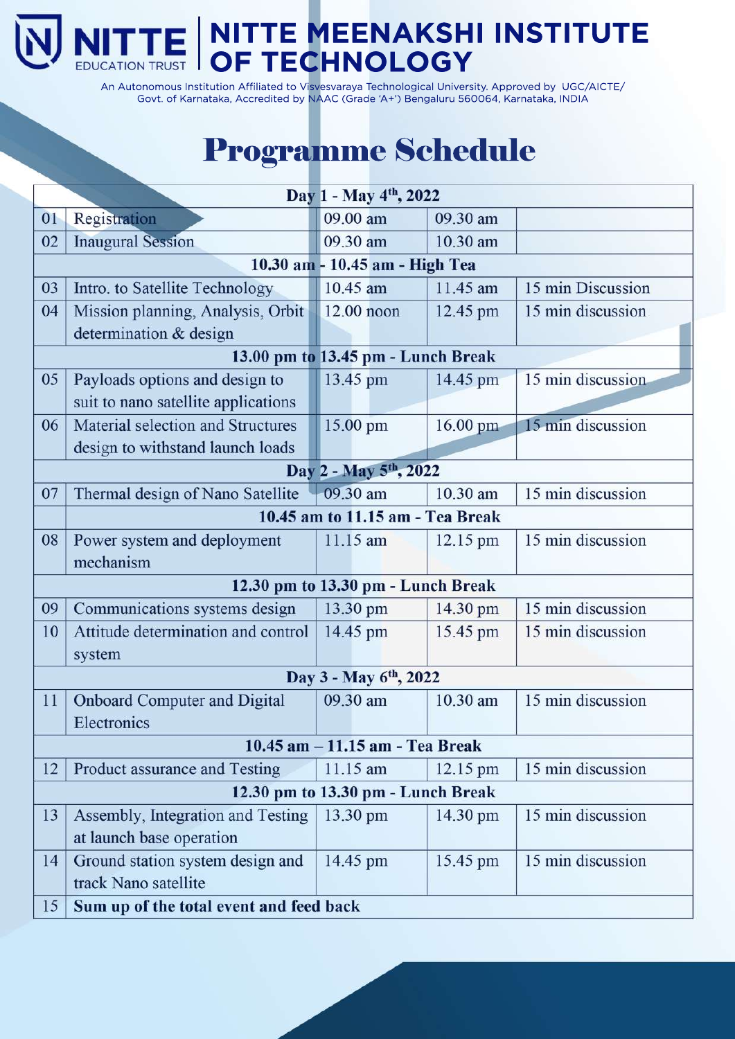# NITTE MEENAKSHI INSTITUTE OF TECHNOLOGY

NITTE EDUCATION TRUST

An Autonomous Institution Affiliated to Visvesvaraya Technological University. Approved by UGC/AICTE/ Govt. of Karnataka, Accredited by NAAC (Grade 'A+') Bengaluru 560064, Karnataka, INDIA

## Programme Schedule

| | | | | |
|---|---|---|---|---|
| **Day 1 - May 4th, 2022** | | | | |
| 01 | Registration | 09.00 am | 09.30 am | |
| 02 | Inaugural Session | 09.30 am | 10.30 am | |
| **10.30 am - 10.45 am - High Tea** | | | | |
| 03 | Intro. to Satellite Technology | 10.45 am | 11.45 am | 15 min Discussion |
| 04 | Mission planning, Analysis, Orbit determination & design | 12.00 noon | 12.45 pm | 15 min discussion |
| **13.00 pm to 13.45 pm - Lunch Break** | | | | |
| 05 | Payloads options and design to suit to nano satellite applications | 13.45 pm | 14.45 pm | 15 min discussion |
| 06 | Material selection and Structures design to withstand launch loads | 15.00 pm | 16.00 pm | 15 min discussion |
| **Day 2 - May 5th, 2022** | | | | |
| 07 | Thermal design of Nano Satellite | 09.30 am | 10.30 am | 15 min discussion |
| | **10.45 am to 11.15 am - Tea Break** | | | |
| 08 | Power system and deployment mechanism | 11.15 am | 12.15 pm | 15 min discussion |
| **12.30 pm to 13.30 pm - Lunch Break** | | | | |
| 09 | Communications systems design | 13.30 pm | 14.30 pm | 15 min discussion |
| 10 | Attitude determination and control system | 14.45 pm | 15.45 pm | 15 min discussion |
| **Day 3 - May 6th, 2022** | | | | |
| 11 | Onboard Computer and Digital Electronics | 09.30 am | 10.30 am | 15 min discussion |
| **10.45 am – 11.15 am - Tea Break** | | | | |
| 12 | Product assurance and Testing | 11.15 am | 12.15 pm | 15 min discussion |
| **12.30 pm to 13.30 pm - Lunch Break** | | | | |
| 13 | Assembly, Integration and Testing at launch base operation | 13.30 pm | 14.30 pm | 15 min discussion |
| 14 | Ground station system design and track Nano satellite | 14.45 pm | 15.45 pm | 15 min discussion |
| 15 | **Sum up of the total event and feed back** | | | |